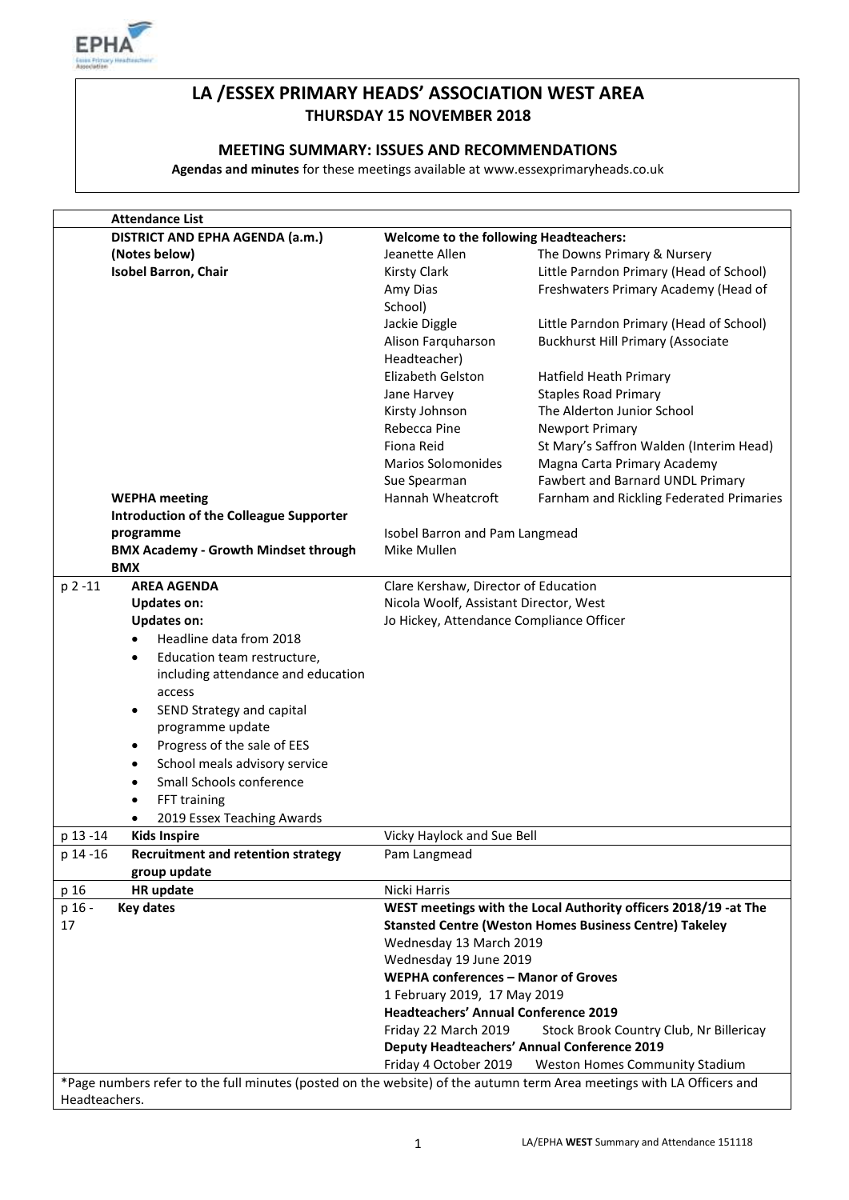# LA /ESSEX PRIMARY HEADS' ASSOCIATION WEST AREA

**THURSDAY 15 NOVEMBER 2018**

**MEETING SUMMARY: ISSUES AND RECOMMENDATIONS**

**Agendas and minutes** for these meetings available at www.essexprimaryheads.co.uk

| | **Attendance List** | | |
|---|---|---|---|
| | **DISTRICT AND EPHA AGENDA (a.m.)** | **Welcome to the following Headteachers:** | |
| | **(Notes below)** | Jeanette Allen | The Downs Primary & Nursery |
| | **Isobel Barron, Chair** | Kirsty Clark | Little Parndon Primary (Head of School) |
| | | Amy Dias | Freshwaters Primary Academy (Head of School) |
| | | Jackie Diggle | Little Parndon Primary (Head of School) |
| | | Alison Farquharson | Buckhurst Hill Primary (Associate Headteacher) |
| | | Elizabeth Gelston | Hatfield Heath Primary |
| | | Jane Harvey | Staples Road Primary |
| | | Kirsty Johnson | The Alderton Junior School |
| | | Rebecca Pine | Newport Primary |
| | | Fiona Reid | St Mary's Saffron Walden (Interim Head) |
| | | Marios Solomonides | Magna Carta Primary Academy |
| | | Sue Spearman | Fawbert and Barnard UNDL Primary |
| | **WEPHA meeting** | Hannah Wheatcroft | Farnham and Rickling Federated Primaries |
| | **Introduction of the Colleague Supporter programme** | Isobel Barron and Pam Langmead | |
| | **BMX Academy - Growth Mindset through BMX** | Mike Mullen | |
| p 2 -11 | **AREA AGENDA**<br>**Updates on:**<br>**Updates on:**<br>• Headline data from 2018<br>• Education team restructure, including attendance and education access<br>• SEND Strategy and capital programme update<br>• Progress of the sale of EES<br>• School meals advisory service<br>• Small Schools conference<br>• FFT training<br>• 2019 Essex Teaching Awards | Clare Kershaw, Director of Education<br>Nicola Woolf, Assistant Director, West<br>Jo Hickey, Attendance Compliance Officer | |
| p 13 -14 | **Kids Inspire** | Vicky Haylock and Sue Bell | |
| p 14 -16 | **Recruitment and retention strategy group update** | Pam Langmead | |
| p 16 | **HR update** | Nicki Harris | |
| p 16 - 17 | **Key dates** | **WEST meetings with the Local Authority officers 2018/19 -at The Stansted Centre (Weston Homes Business Centre) Takeley**<br>Wednesday 13 March 2019<br>Wednesday 19 June 2019<br>**WEPHA conferences – Manor of Groves**<br>1 February 2019, 17 May 2019<br>**Headteachers' Annual Conference 2019**<br>Friday 22 March 2019 Stock Brook Country Club, Nr Billericay<br>**Deputy Headteachers' Annual Conference 2019**<br>Friday 4 October 2019 Weston Homes Community Stadium | |

*Page numbers refer to the full minutes (posted on the website) of the autumn term Area meetings with LA Officers and Headteachers.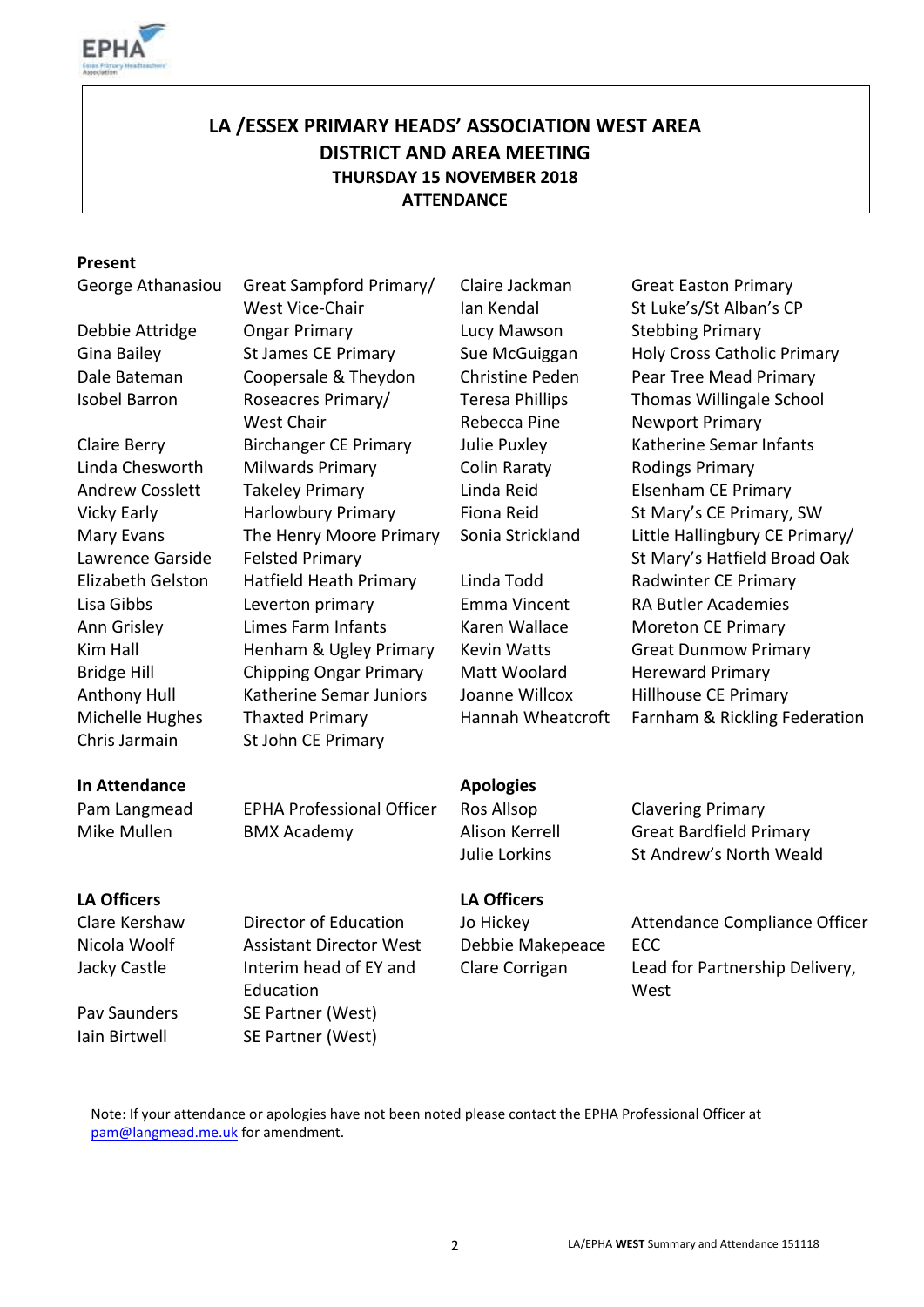**LA /ESSEX PRIMARY HEADS' ASSOCIATION WEST AREA**
**DISTRICT AND AREA MEETING**
**THURSDAY 15 NOVEMBER 2018**
**ATTENDANCE**

**Present**

| | |
|---|---|
| George Athanasiou | Great Sampford Primary/ West Vice-Chair |
| Debbie Attridge | Ongar Primary |
| Gina Bailey | St James CE Primary |
| Dale Bateman | Coopersale & Theydon |
| Isobel Barron | Roseacres Primary/ West Chair |
| Claire Berry | Birchanger CE Primary |
| Linda Chesworth | Milwards Primary |
| Andrew Cosslett | Takeley Primary |
| Vicky Early | Harlowbury Primary |
| Mary Evans | The Henry Moore Primary |
| Lawrence Garside | Felsted Primary |
| Elizabeth Gelston | Hatfield Heath Primary |
| Lisa Gibbs | Leverton primary |
| Ann Grisley | Limes Farm Infants |
| Kim Hall | Henham & Ugley Primary |
| Bridge Hill | Chipping Ongar Primary |
| Anthony Hull | Katherine Semar Juniors |
| Michelle Hughes | Thaxted Primary |
| Chris Jarmain | St John CE Primary |
| Claire Jackman | Great Easton Primary |
| Ian Kendal | St Luke's/St Alban's CP |
| Lucy Mawson | Stebbing Primary |
| Sue McGuiggan | Holy Cross Catholic Primary |
| Christine Peden | Pear Tree Mead Primary |
| Teresa Phillips | Thomas Willingale School |
| Rebecca Pine | Newport Primary |
| Julie Puxley | Katherine Semar Infants |
| Colin Raraty | Rodings Primary |
| Linda Reid | Elsenham CE Primary |
| Fiona Reid | St Mary's CE Primary, SW |
| Sonia Strickland | Little Hallingbury CE Primary/ St Mary's Hatfield Broad Oak |
| Linda Todd | Radwinter CE Primary |
| Emma Vincent | RA Butler Academies |
| Karen Wallace | Moreton CE Primary |
| Kevin Watts | Great Dunmow Primary |
| Matt Woolard | Hereward Primary |
| Joanne Willcox | Hillhouse CE Primary |
| Hannah Wheatcroft | Farnham & Rickling Federation |

**In Attendance**

| | |
|---|---|
| Pam Langmead | EPHA Professional Officer |
| Mike Mullen | BMX Academy |

**LA Officers**

| | |
|---|---|
| Clare Kershaw | Director of Education |
| Nicola Woolf | Assistant Director West |
| Jacky Castle | Interim head of EY and Education |
| Pav Saunders | SE Partner (West) |
| Iain Birtwell | SE Partner (West) |

**Apologies**

| | |
|---|---|
| Ros Allsop | Clavering Primary |
| Alison Kerrell | Great Bardfield Primary |
| Julie Lorkins | St Andrew's North Weald |

**LA Officers**

| | |
|---|---|
| Jo Hickey | Attendance Compliance Officer |
| Debbie Makepeace | ECC |
| Clare Corrigan | Lead for Partnership Delivery, West |

Note: If your attendance or apologies have not been noted please contact the EPHA Professional Officer at pam@langmead.me.uk for amendment.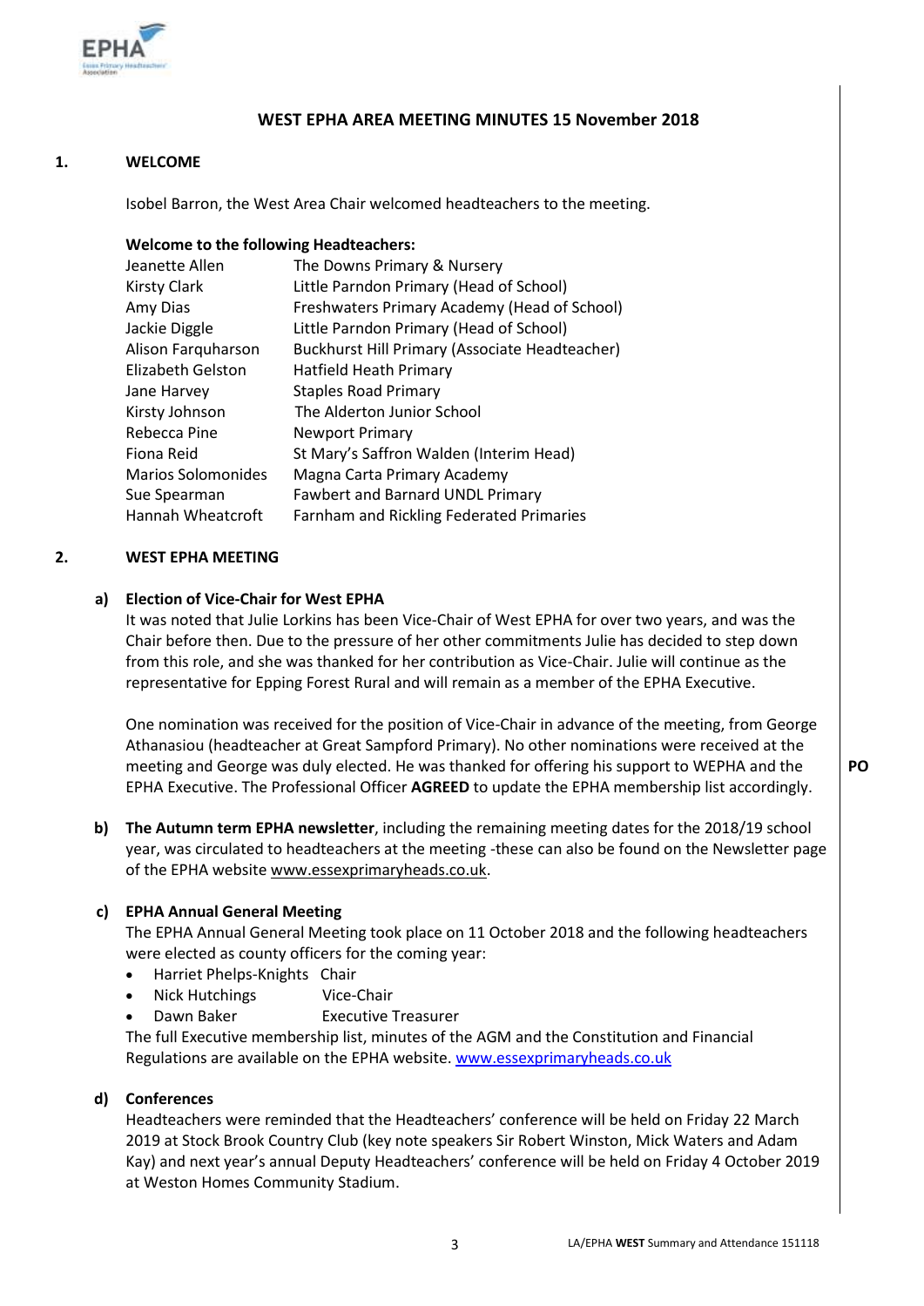# WEST EPHA AREA MEETING MINUTES 15 November 2018

## 1. WELCOME

Isobel Barron, the West Area Chair welcomed headteachers to the meeting.

**Welcome to the following Headteachers:**

| | |
|---|---|
| Jeanette Allen | The Downs Primary & Nursery |
| Kirsty Clark | Little Parndon Primary (Head of School) |
| Amy Dias | Freshwaters Primary Academy (Head of School) |
| Jackie Diggle | Little Parndon Primary (Head of School) |
| Alison Farquharson | Buckhurst Hill Primary (Associate Headteacher) |
| Elizabeth Gelston | Hatfield Heath Primary |
| Jane Harvey | Staples Road Primary |
| Kirsty Johnson | The Alderton Junior School |
| Rebecca Pine | Newport Primary |
| Fiona Reid | St Mary's Saffron Walden (Interim Head) |
| Marios Solomonides | Magna Carta Primary Academy |
| Sue Spearman | Fawbert and Barnard UNDL Primary |
| Hannah Wheatcroft | Farnham and Rickling Federated Primaries |

## 2. WEST EPHA MEETING

**a) Election of Vice-Chair for West EPHA**

It was noted that Julie Lorkins has been Vice-Chair of West EPHA for over two years, and was the Chair before then. Due to the pressure of her other commitments Julie has decided to step down from this role, and she was thanked for her contribution as Vice-Chair. Julie will continue as the representative for Epping Forest Rural and will remain as a member of the EPHA Executive.

One nomination was received for the position of Vice-Chair in advance of the meeting, from George Athanasiou (headteacher at Great Sampford Primary). No other nominations were received at the meeting and George was duly elected. He was thanked for offering his support to WEPHA and the EPHA Executive. The Professional Officer **AGREED** to update the EPHA membership list accordingly. **PO**

**b) The Autumn term EPHA newsletter**, including the remaining meeting dates for the 2018/19 school year, was circulated to headteachers at the meeting -these can also be found on the Newsletter page of the EPHA website www.essexprimaryheads.co.uk.

**c) EPHA Annual General Meeting**

The EPHA Annual General Meeting took place on 11 October 2018 and the following headteachers were elected as county officers for the coming year:

- Harriet Phelps-Knights Chair
- Nick Hutchings Vice-Chair
- Dawn Baker Executive Treasurer

The full Executive membership list, minutes of the AGM and the Constitution and Financial Regulations are available on the EPHA website. www.essexprimaryheads.co.uk

**d) Conferences**

Headteachers were reminded that the Headteachers' conference will be held on Friday 22 March 2019 at Stock Brook Country Club (key note speakers Sir Robert Winston, Mick Waters and Adam Kay) and next year's annual Deputy Headteachers' conference will be held on Friday 4 October 2019 at Weston Homes Community Stadium.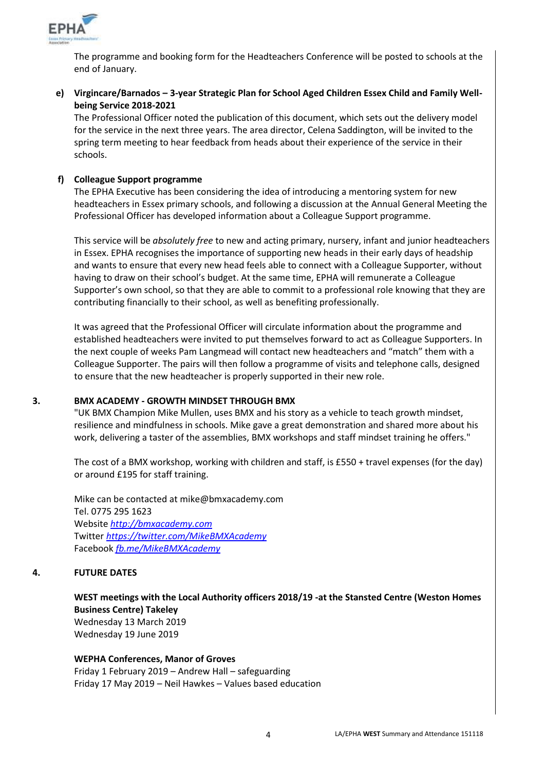The programme and booking form for the Headteachers Conference will be posted to schools at the end of January.

**e) Virgincare/Barnados – 3-year Strategic Plan for School Aged Children Essex Child and Family Well-being Service 2018-2021**

The Professional Officer noted the publication of this document, which sets out the delivery model for the service in the next three years. The area director, Celena Saddington, will be invited to the spring term meeting to hear feedback from heads about their experience of the service in their schools.

**f) Colleague Support programme**

The EPHA Executive has been considering the idea of introducing a mentoring system for new headteachers in Essex primary schools, and following a discussion at the Annual General Meeting the Professional Officer has developed information about a Colleague Support programme.

This service will be *absolutely free* to new and acting primary, nursery, infant and junior headteachers in Essex. EPHA recognises the importance of supporting new heads in their early days of headship and wants to ensure that every new head feels able to connect with a Colleague Supporter, without having to draw on their school's budget. At the same time, EPHA will remunerate a Colleague Supporter's own school, so that they are able to commit to a professional role knowing that they are contributing financially to their school, as well as benefiting professionally.

It was agreed that the Professional Officer will circulate information about the programme and established headteachers were invited to put themselves forward to act as Colleague Supporters. In the next couple of weeks Pam Langmead will contact new headteachers and "match" them with a Colleague Supporter. The pairs will then follow a programme of visits and telephone calls, designed to ensure that the new headteacher is properly supported in their new role.

## 3. BMX ACADEMY - GROWTH MINDSET THROUGH BMX

"UK BMX Champion Mike Mullen, uses BMX and his story as a vehicle to teach growth mindset, resilience and mindfulness in schools. Mike gave a great demonstration and shared more about his work, delivering a taster of the assemblies, BMX workshops and staff mindset training he offers."

The cost of a BMX workshop, working with children and staff, is £550 + travel expenses (for the day) or around £195 for staff training.

Mike can be contacted at mike@bmxacademy.com
Tel. 0775 295 1623
Website *http://bmxacademy.com*
Twitter *https://twitter.com/MikeBMXAcademy*
Facebook *fb.me/MikeBMXAcademy*

## 4. FUTURE DATES

**WEST meetings with the Local Authority officers 2018/19 -at the Stansted Centre (Weston Homes Business Centre) Takeley**
Wednesday 13 March 2019
Wednesday 19 June 2019

**WEPHA Conferences, Manor of Groves**
Friday 1 February 2019 – Andrew Hall – safeguarding
Friday 17 May 2019 – Neil Hawkes – Values based education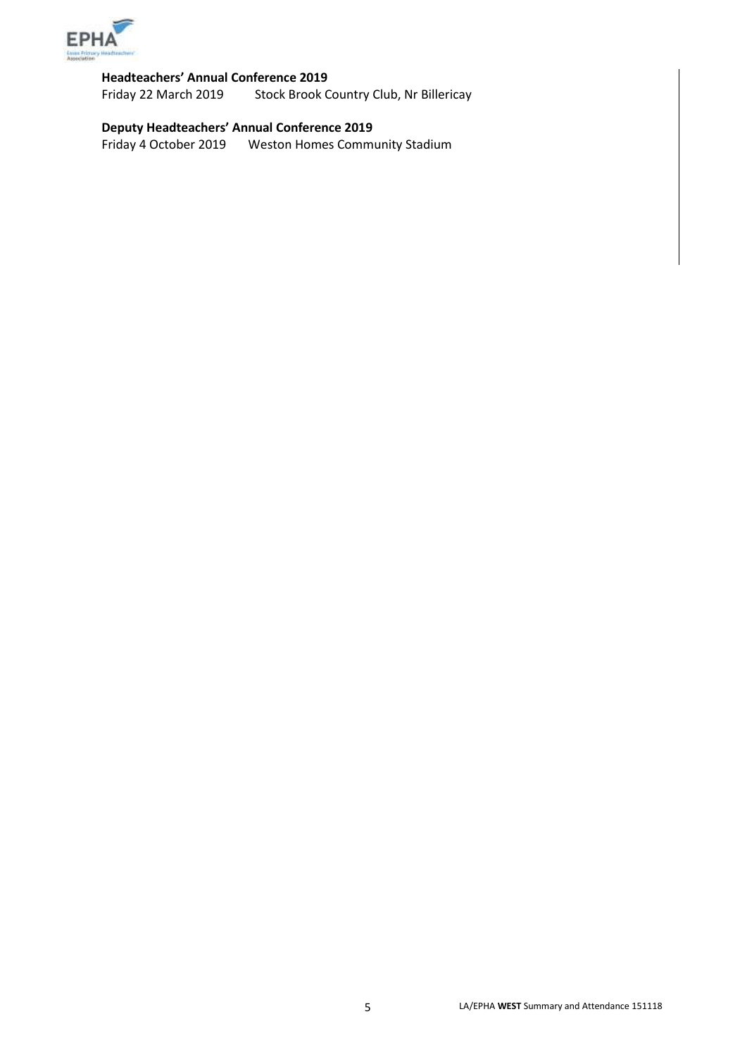**Headteachers' Annual Conference 2019**
Friday 22 March 2019 Stock Brook Country Club, Nr Billericay

**Deputy Headteachers' Annual Conference 2019**
Friday 4 October 2019 Weston Homes Community Stadium